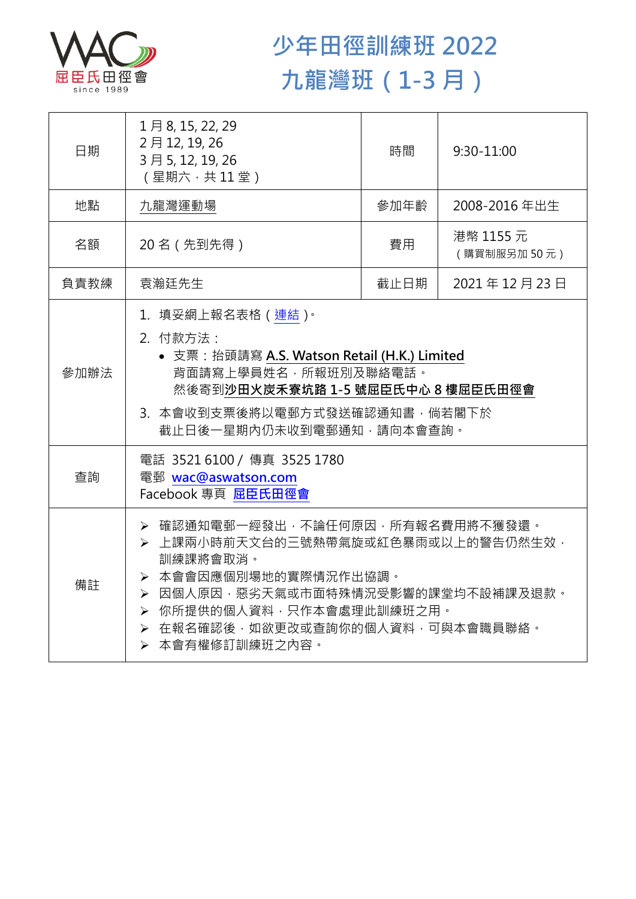# 少年田徑訓練班 2022
# 九龍灣班（1-3 月）

| 日期 | 1 月 8, 15, 22, 29<br>2 月 12, 19, 26<br>3 月 5, 12, 19, 26<br>（星期六，共 11 堂） | 時間 | 9:30-11:00 |
|---|---|---|---|
| 地點 | 九龍灣運動場 | 參加年齡 | 2008-2016 年出生 |
| 名額 | 20 名（先到先得） | 費用 | 港幣 1155 元<br>（購買制服另加 50 元） |
| 負責教練 | 袁瀚廷先生 | 截止日期 | 2021 年 12 月 23 日 |
| 參加辦法 | 1. 填妥網上報名表格（連結）。<br>2. 付款方法：<br>• 支票：抬頭請寫 **A.S. Watson Retail (H.K.) Limited**<br>背面請寫上學員姓名，所報班別及聯絡電話。<br>然後寄到**沙田火炭禾寮坑路 1-5 號屈臣氏中心 8 樓屈臣氏田徑會**<br>3. 本會收到支票後將以電郵方式發送確認通知書，倘若閣下於截止日後一星期內仍未收到電郵通知，請向本會查詢。 | | |
| 查詢 | 電話 3521 6100 / 傳真 3525 1780<br>電郵 wac@aswatson.com<br>Facebook 專頁 屈臣氏田徑會 | | |
| 備註 | ➢ 確認通知電郵一經發出，不論任何原因，所有報名費用將不獲發還。<br>➢ 上課兩小時前天文台的三號熱帶氣旋或紅色暴雨或以上的警告仍然生效，訓練課將會取消。<br>➢ 本會會因應個別場地的實際情況作出協調。<br>➢ 因個人原因，惡劣天氣或市面特殊情況受影響的課堂均不設補課及退款。<br>➢ 你所提供的個人資料，只作本會處理此訓練班之用。<br>➢ 在報名確認後，如欲更改或查詢你的個人資料，可與本會職員聯絡。<br>➢ 本會有權修訂訓練班之內容。 | | |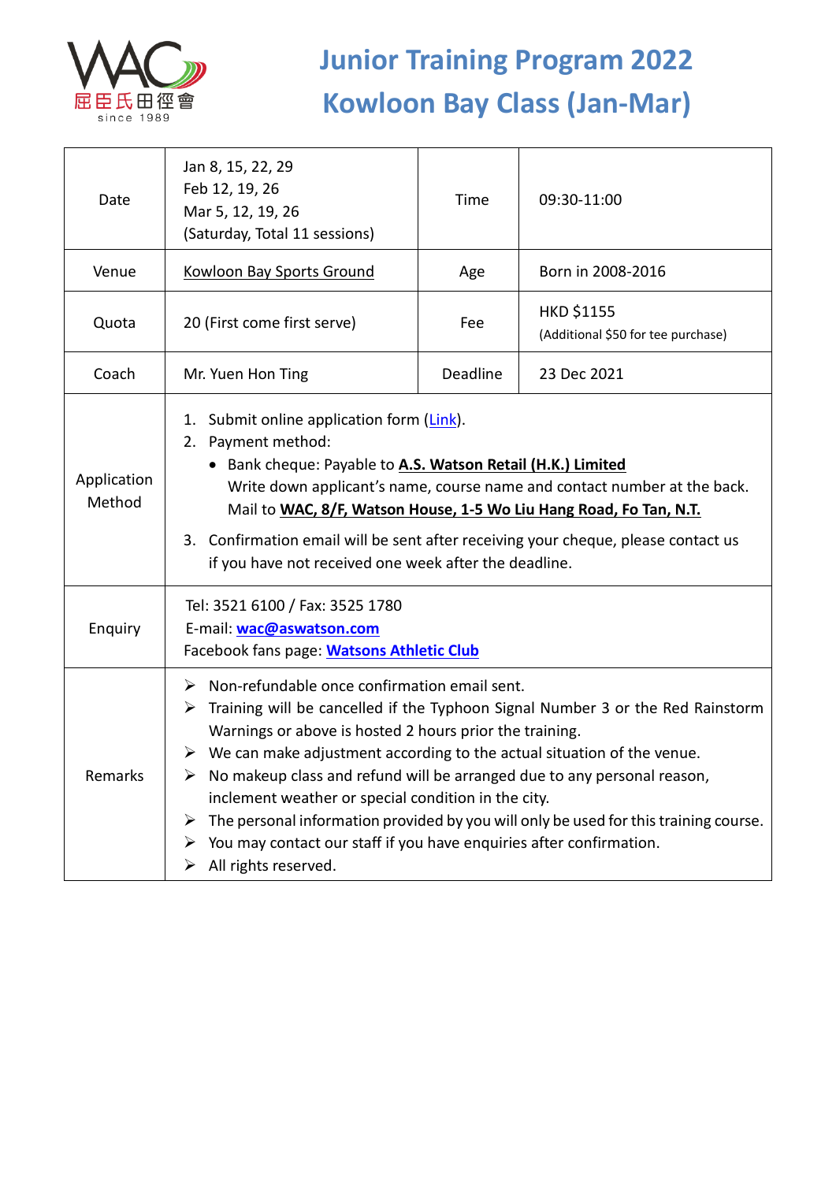# Junior Training Program 2022
# Kowloon Bay Class (Jan-Mar)

| | | | |
|---|---|---|---|
| Date | Jan 8, 15, 22, 29<br>Feb 12, 19, 26<br>Mar 5, 12, 19, 26<br>(Saturday, Total 11 sessions) | Time | 09:30-11:00 |
| Venue | Kowloon Bay Sports Ground | Age | Born in 2008-2016 |
| Quota | 20 (First come first serve) | Fee | HKD $1155<br>(Additional $50 for tee purchase) |
| Coach | Mr. Yuen Hon Ting | Deadline | 23 Dec 2021 |
| Application Method | 1. Submit online application form (Link).<br>2. Payment method:<br>• Bank cheque: Payable to **A.S. Watson Retail (H.K.) Limited**<br>Write down applicant's name, course name and contact number at the back.<br>Mail to **WAC, 8/F, Watson House, 1-5 Wo Liu Hang Road, Fo Tan, N.T.**<br>3. Confirmation email will be sent after receiving your cheque, please contact us if you have not received one week after the deadline. | | |
| Enquiry | Tel: 3521 6100 / Fax: 3525 1780<br>E-mail: **wac@aswatson.com**<br>Facebook fans page: **Watsons Athletic Club** | | |
| Remarks | ➢ Non-refundable once confirmation email sent.<br>➢ Training will be cancelled if the Typhoon Signal Number 3 or the Red Rainstorm Warnings or above is hosted 2 hours prior the training.<br>➢ We can make adjustment according to the actual situation of the venue.<br>➢ No makeup class and refund will be arranged due to any personal reason, inclement weather or special condition in the city.<br>➢ The personal information provided by you will only be used for this training course.<br>➢ You may contact our staff if you have enquiries after confirmation.<br>➢ All rights reserved. | | |